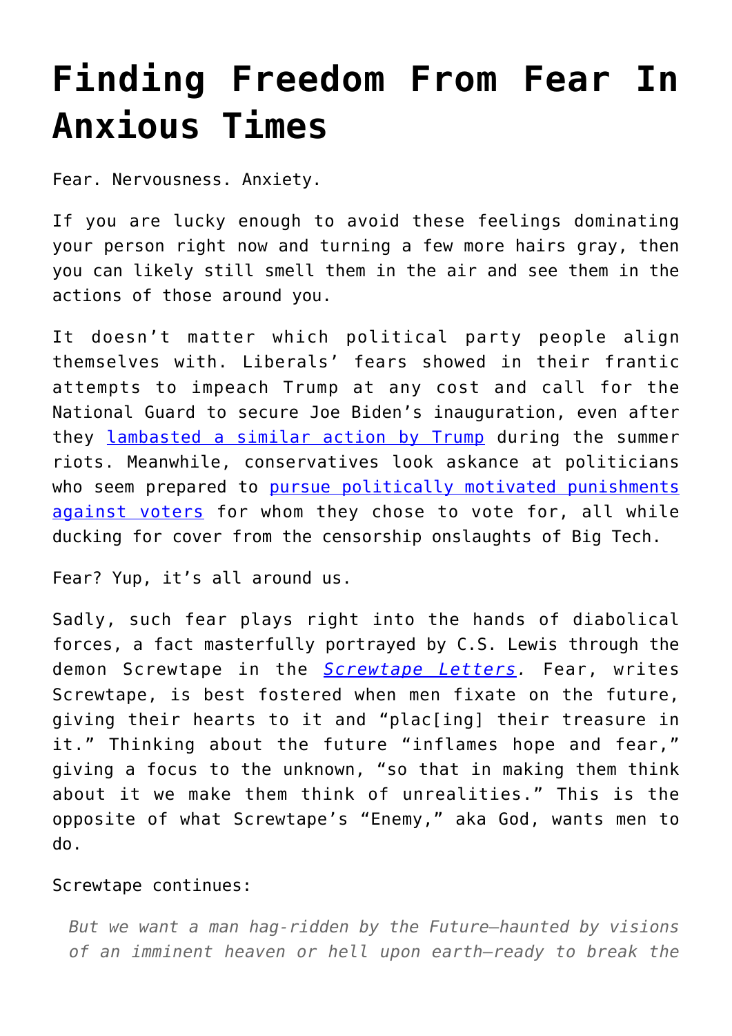# Finding Freedom From Fear In Anxious Times

Fear. Nervousness. Anxiety.

If you are lucky enough to avoid these feelings dominating your person right now and turning a few more hairs gray, then you can likely still smell them in the air and see them in the actions of those around you.

It doesn't matter which political party people align themselves with. Liberals' fears showed in their frantic attempts to impeach Trump at any cost and call for the National Guard to secure Joe Biden's inauguration, even after they lambasted a similar action by Trump during the summer riots. Meanwhile, conservatives look askance at politicians who seem prepared to pursue politically motivated punishments against voters for whom they chose to vote for, all while ducking for cover from the censorship onslaughts of Big Tech.

Fear? Yup, it's all around us.

Sadly, such fear plays right into the hands of diabolical forces, a fact masterfully portrayed by C.S. Lewis through the demon Screwtape in the *Screwtape Letters.* Fear, writes Screwtape, is best fostered when men fixate on the future, giving their hearts to it and "plac[ing] their treasure in it." Thinking about the future "inflames hope and fear," giving a focus to the unknown, "so that in making them think about it we make them think of unrealities." This is the opposite of what Screwtape's "Enemy," aka God, wants men to do.

Screwtape continues:

> *But we want a man hag-ridden by the Future—haunted by visions of an imminent heaven or hell upon earth—ready to break the*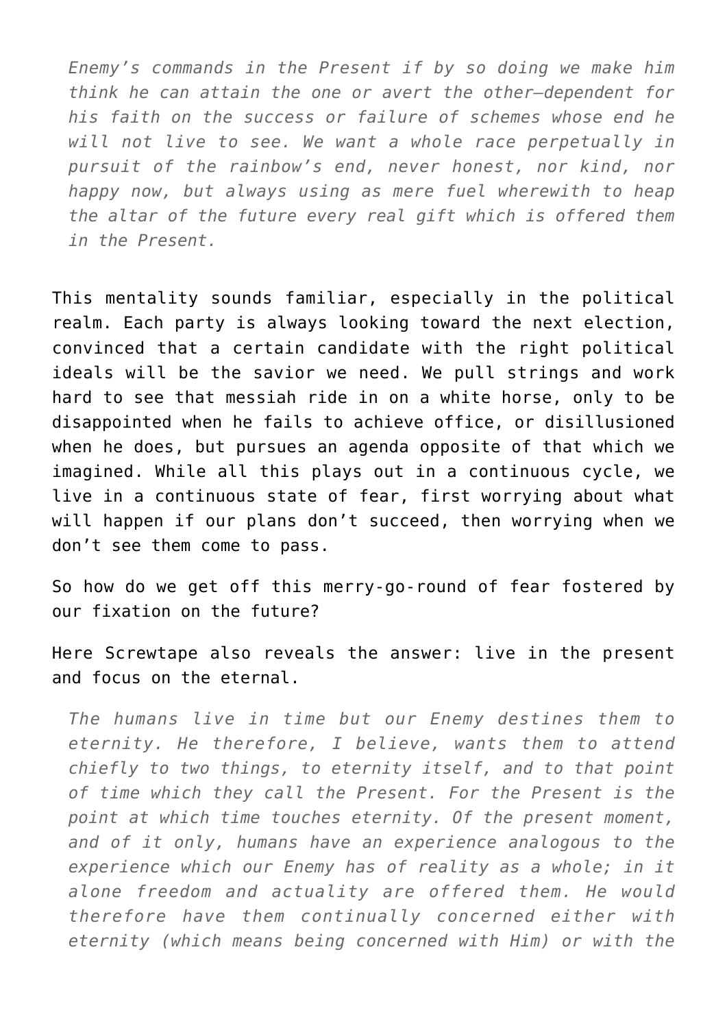> *Enemy's commands in the Present if by so doing we make him think he can attain the one or avert the other—dependent for his faith on the success or failure of schemes whose end he will not live to see. We want a whole race perpetually in pursuit of the rainbow's end, never honest, nor kind, nor happy now, but always using as mere fuel wherewith to heap the altar of the future every real gift which is offered them in the Present.*

This mentality sounds familiar, especially in the political realm. Each party is always looking toward the next election, convinced that a certain candidate with the right political ideals will be the savior we need. We pull strings and work hard to see that messiah ride in on a white horse, only to be disappointed when he fails to achieve office, or disillusioned when he does, but pursues an agenda opposite of that which we imagined. While all this plays out in a continuous cycle, we live in a continuous state of fear, first worrying about what will happen if our plans don't succeed, then worrying when we don't see them come to pass.

So how do we get off this merry-go-round of fear fostered by our fixation on the future?

Here Screwtape also reveals the answer: live in the present and focus on the eternal.

> *The humans live in time but our Enemy destines them to eternity. He therefore, I believe, wants them to attend chiefly to two things, to eternity itself, and to that point of time which they call the Present. For the Present is the point at which time touches eternity. Of the present moment, and of it only, humans have an experience analogous to the experience which our Enemy has of reality as a whole; in it alone freedom and actuality are offered them. He would therefore have them continually concerned either with eternity (which means being concerned with Him) or with the*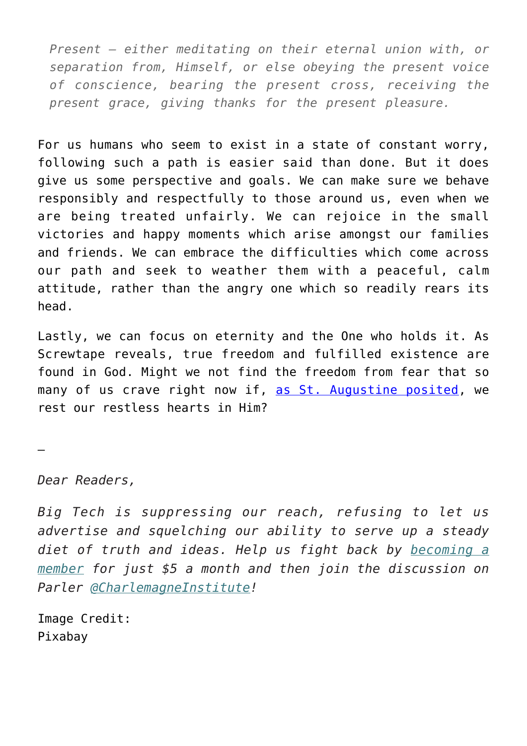> *Present – either meditating on their eternal union with, or separation from, Himself, or else obeying the present voice of conscience, bearing the present cross, receiving the present grace, giving thanks for the present pleasure.*

For us humans who seem to exist in a state of constant worry, following such a path is easier said than done. But it does give us some perspective and goals. We can make sure we behave responsibly and respectfully to those around us, even when we are being treated unfairly. We can rejoice in the small victories and happy moments which arise amongst our families and friends. We can embrace the difficulties which come across our path and seek to weather them with a peaceful, calm attitude, rather than the angry one which so readily rears its head.

Lastly, we can focus on eternity and the One who holds it. As Screwtape reveals, true freedom and fulfilled existence are found in God. Might we not find the freedom from fear that so many of us crave right now if, as St. Augustine posited, we rest our restless hearts in Him?

—

*Dear Readers,*

*Big Tech is suppressing our reach, refusing to let us advertise and squelching our ability to serve up a steady diet of truth and ideas. Help us fight back by becoming a member for just $5 a month and then join the discussion on Parler @CharlemagneInstitute!*

Image Credit:
Pixabay